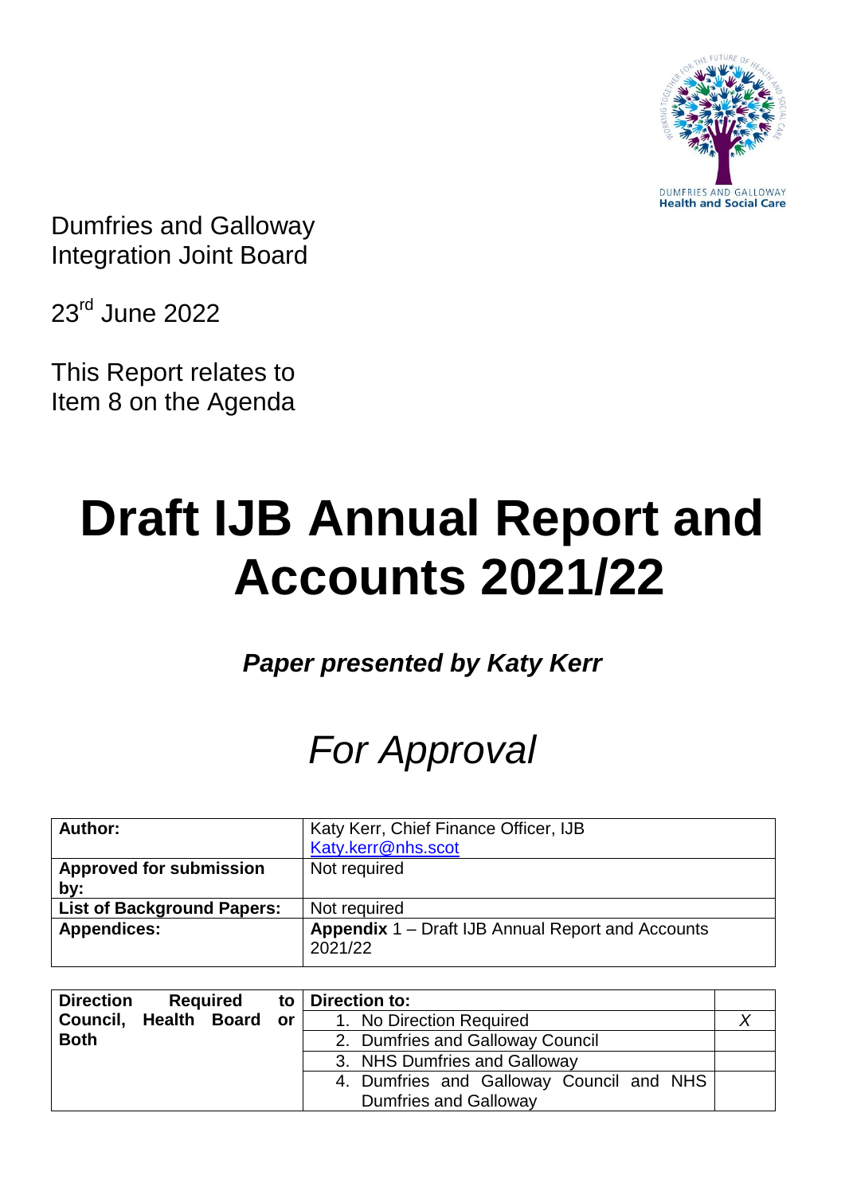Dumfries and Galloway
Integration Joint Board

23rd June 2022

This Report relates to
Item 8 on the Agenda

# Draft IJB Annual Report and Accounts 2021/22

***Paper presented by Katy Kerr***

## *For Approval*

| | |
|---|---|
| **Author:** | Katy Kerr, Chief Finance Officer, IJB<br>Katy.kerr@nhs.scot |
| **Approved for submission by:** | Not required |
| **List of Background Papers:** | Not required |
| **Appendices:** | **Appendix** 1 – Draft IJB Annual Report and Accounts 2021/22 |

| **Direction Required to Council, Health Board or Both** | **Direction to:** | |
|---|---|---|
| | 1. No Direction Required | *X* |
| | 2. Dumfries and Galloway Council | |
| | 3. NHS Dumfries and Galloway | |
| | 4. Dumfries and Galloway Council and NHS Dumfries and Galloway | |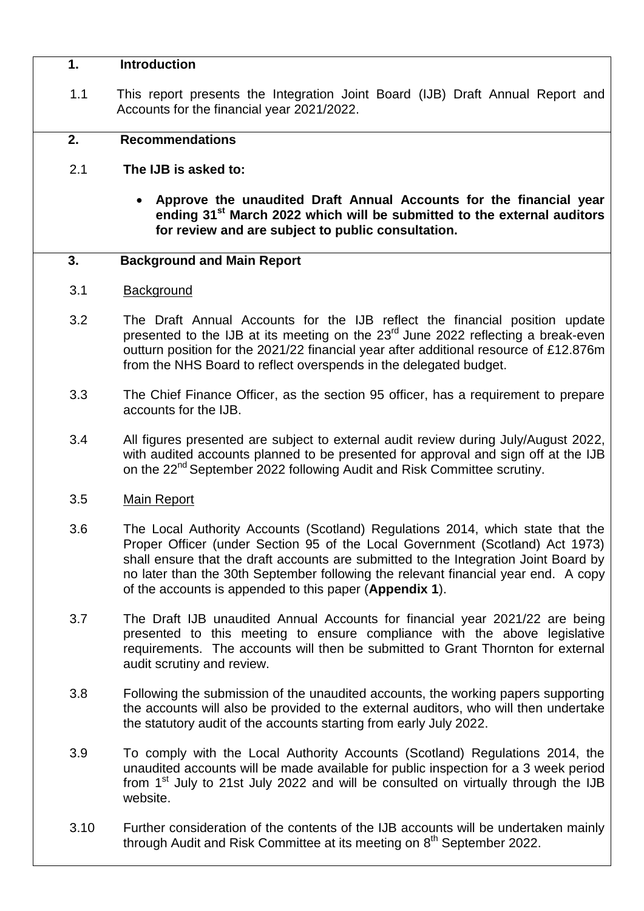## 1. Introduction

1.1 This report presents the Integration Joint Board (IJB) Draft Annual Report and Accounts for the financial year 2021/2022.

## 2. Recommendations

2.1 **The IJB is asked to:**

- **Approve the unaudited Draft Annual Accounts for the financial year ending 31st March 2022 which will be submitted to the external auditors for review and are subject to public consultation.**

## 3. Background and Main Report

3.1 Background

3.2 The Draft Annual Accounts for the IJB reflect the financial position update presented to the IJB at its meeting on the 23rd June 2022 reflecting a break-even outturn position for the 2021/22 financial year after additional resource of £12.876m from the NHS Board to reflect overspends in the delegated budget.

3.3 The Chief Finance Officer, as the section 95 officer, has a requirement to prepare accounts for the IJB.

3.4 All figures presented are subject to external audit review during July/August 2022, with audited accounts planned to be presented for approval and sign off at the IJB on the 22nd September 2022 following Audit and Risk Committee scrutiny.

3.5 Main Report

3.6 The Local Authority Accounts (Scotland) Regulations 2014, which state that the Proper Officer (under Section 95 of the Local Government (Scotland) Act 1973) shall ensure that the draft accounts are submitted to the Integration Joint Board by no later than the 30th September following the relevant financial year end. A copy of the accounts is appended to this paper (**Appendix 1**).

3.7 The Draft IJB unaudited Annual Accounts for financial year 2021/22 are being presented to this meeting to ensure compliance with the above legislative requirements. The accounts will then be submitted to Grant Thornton for external audit scrutiny and review.

3.8 Following the submission of the unaudited accounts, the working papers supporting the accounts will also be provided to the external auditors, who will then undertake the statutory audit of the accounts starting from early July 2022.

3.9 To comply with the Local Authority Accounts (Scotland) Regulations 2014, the unaudited accounts will be made available for public inspection for a 3 week period from 1st July to 21st July 2022 and will be consulted on virtually through the IJB website.

3.10 Further consideration of the contents of the IJB accounts will be undertaken mainly through Audit and Risk Committee at its meeting on 8th September 2022.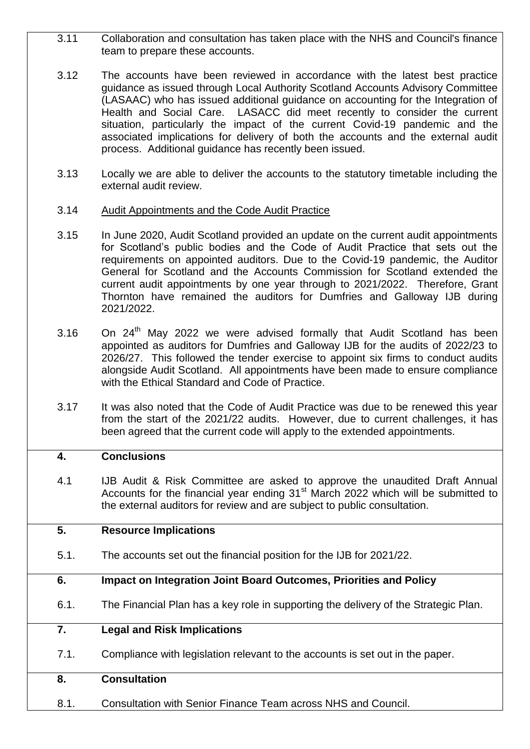3.11 Collaboration and consultation has taken place with the NHS and Council's finance team to prepare these accounts.

3.12 The accounts have been reviewed in accordance with the latest best practice guidance as issued through Local Authority Scotland Accounts Advisory Committee (LASAAC) who has issued additional guidance on accounting for the Integration of Health and Social Care. LASACC did meet recently to consider the current situation, particularly the impact of the current Covid-19 pandemic and the associated implications for delivery of both the accounts and the external audit process. Additional guidance has recently been issued.

3.13 Locally we are able to deliver the accounts to the statutory timetable including the external audit review.

3.14 Audit Appointments and the Code Audit Practice

3.15 In June 2020, Audit Scotland provided an update on the current audit appointments for Scotland's public bodies and the Code of Audit Practice that sets out the requirements on appointed auditors. Due to the Covid-19 pandemic, the Auditor General for Scotland and the Accounts Commission for Scotland extended the current audit appointments by one year through to 2021/2022. Therefore, Grant Thornton have remained the auditors for Dumfries and Galloway IJB during 2021/2022.

3.16 On 24th May 2022 we were advised formally that Audit Scotland has been appointed as auditors for Dumfries and Galloway IJB for the audits of 2022/23 to 2026/27. This followed the tender exercise to appoint six firms to conduct audits alongside Audit Scotland. All appointments have been made to ensure compliance with the Ethical Standard and Code of Practice.

3.17 It was also noted that the Code of Audit Practice was due to be renewed this year from the start of the 2021/22 audits. However, due to current challenges, it has been agreed that the current code will apply to the extended appointments.

## 4. Conclusions

4.1 IJB Audit & Risk Committee are asked to approve the unaudited Draft Annual Accounts for the financial year ending 31st March 2022 which will be submitted to the external auditors for review and are subject to public consultation.

## 5. Resource Implications

5.1. The accounts set out the financial position for the IJB for 2021/22.

## 6. Impact on Integration Joint Board Outcomes, Priorities and Policy

6.1. The Financial Plan has a key role in supporting the delivery of the Strategic Plan.

## 7. Legal and Risk Implications

7.1. Compliance with legislation relevant to the accounts is set out in the paper.

## 8. Consultation

8.1. Consultation with Senior Finance Team across NHS and Council.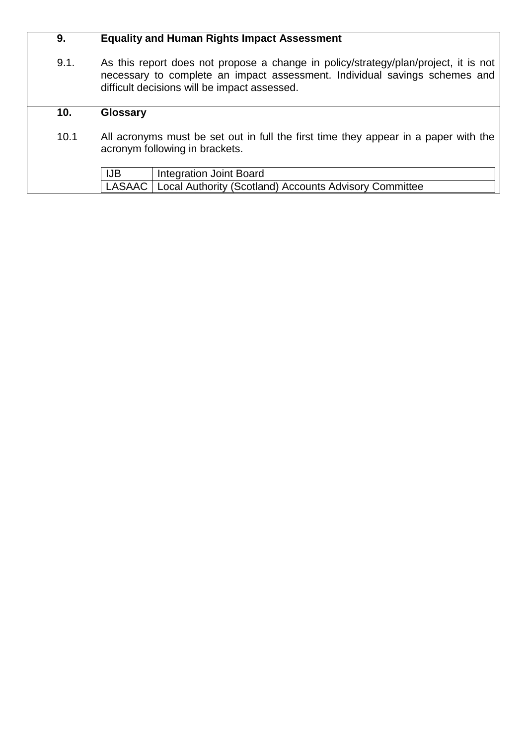## 9. Equality and Human Rights Impact Assessment

9.1. As this report does not propose a change in policy/strategy/plan/project, it is not necessary to complete an impact assessment. Individual savings schemes and difficult decisions will be impact assessed.

## 10. Glossary

10.1 All acronyms must be set out in full the first time they appear in a paper with the acronym following in brackets.

| | |
|---|---|
| IJB | Integration Joint Board |
| LASAAC | Local Authority (Scotland) Accounts Advisory Committee |